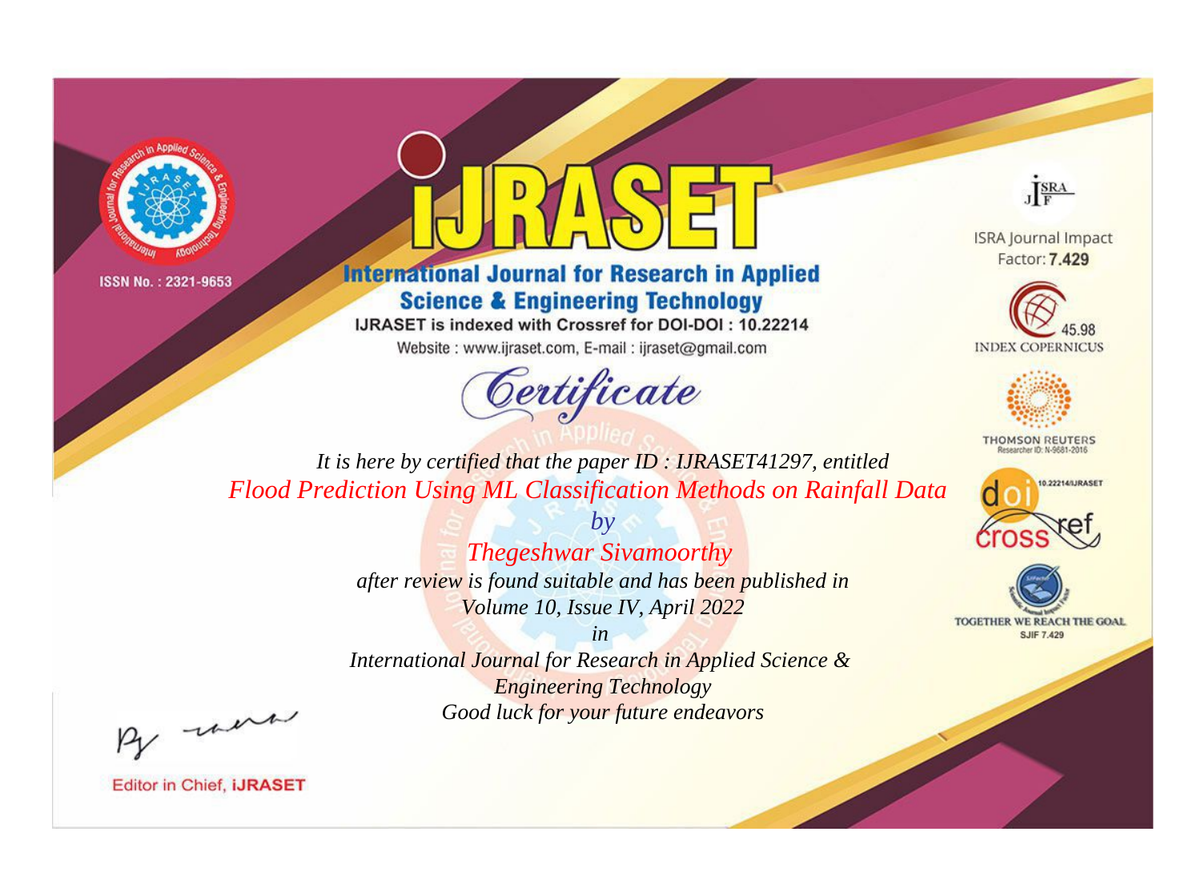ISSN No. : 2321-9653

# iJRASET

## International Journal for Research in Applied Science & Engineering Technology

IJRASET is indexed with Crossref for DOI-DOI : 10.22214

Website : www.ijraset.com, E-mail : ijraset@gmail.com

ISRA Journal Impact Factor: **7.429**

45.98 INDEX COPERNICUS

THOMSON REUTERS Researcher ID: N-9681-2016

10.22214/IJRASET

TOGETHER WE REACH THE GOAL SJIF 7.429

# *Certificate*

*It is here by certified that the paper ID : IJRASET41297, entitled*

*Flood Prediction Using ML Classification Methods on Rainfall Data*

*by*

*Thegeshwar Sivamoorthy*

*after review is found suitable and has been published in*

*Volume 10, Issue IV, April 2022*

*in*

*International Journal for Research in Applied Science & Engineering Technology*

*Good luck for your future endeavors*

Editor in Chief, **iJRASET**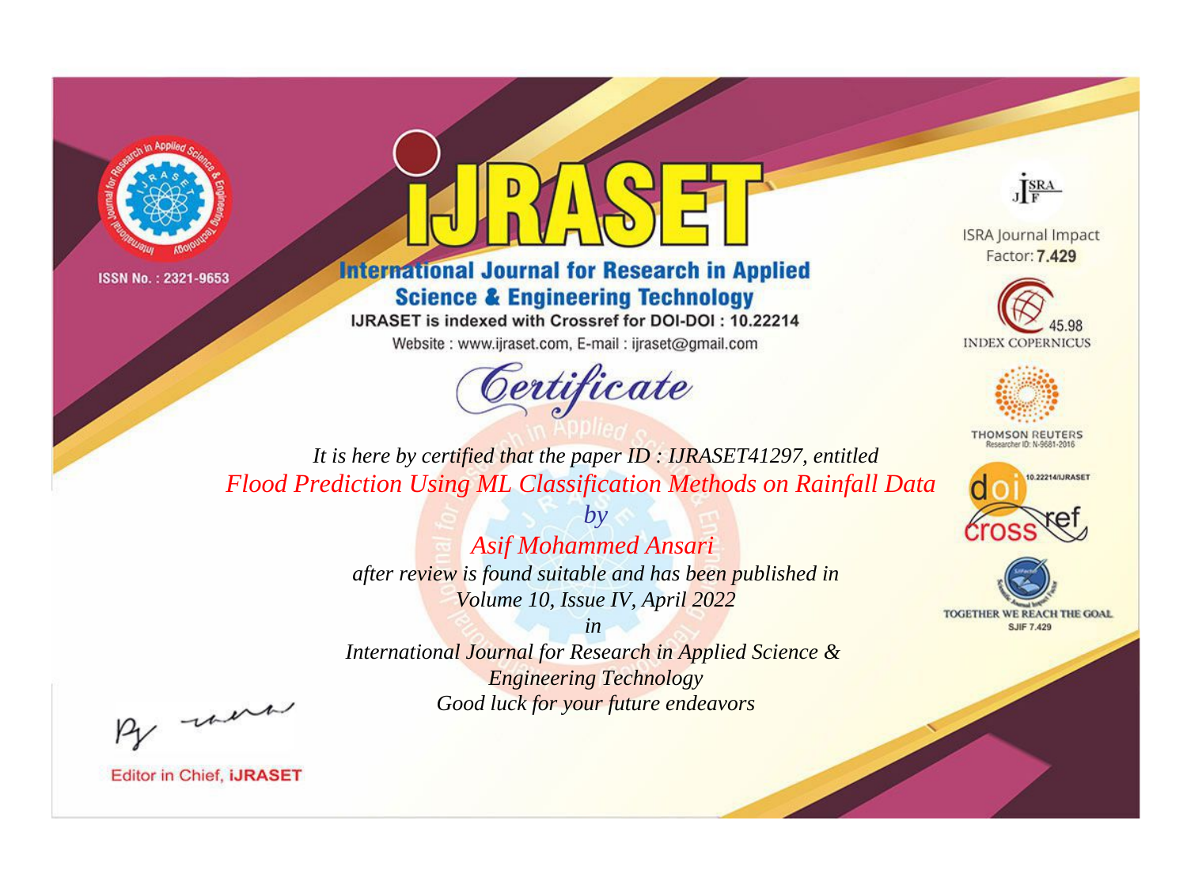ISSN No. : 2321-9653

# iJRASET

## International Journal for Research in Applied Science & Engineering Technology

IJRASET is indexed with Crossref for DOI-DOI : 10.22214

Website : www.ijraset.com, E-mail : ijraset@gmail.com

*Certificate*

*It is here by certified that the paper ID : IJRASET41297, entitled*

*Flood Prediction Using ML Classification Methods on Rainfall Data*

*by*

*Asif Mohammed Ansari*

*after review is found suitable and has been published in*

*Volume 10, Issue IV, April 2022*

*in*

*International Journal for Research in Applied Science & Engineering Technology*

*Good luck for your future endeavors*

ISRA Journal Impact Factor: **7.429**

45.98 INDEX COPERNICUS

THOMSON REUTERS Researcher ID: N-9681-2016

10.22214/IJRASET

TOGETHER WE REACH THE GOAL SJIF 7.429

Editor in Chief, **iJRASET**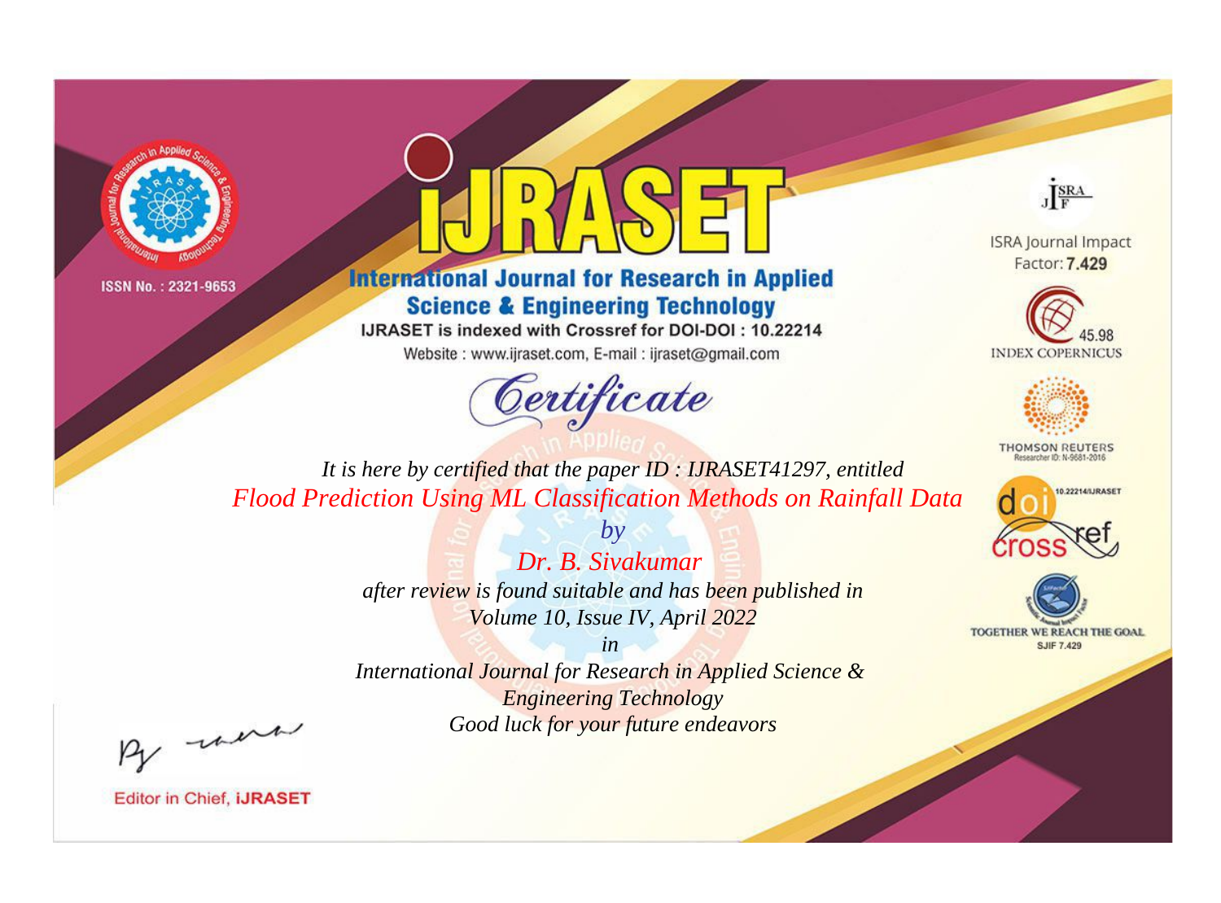ISSN No. : 2321-9653

# iJRASET

## International Journal for Research in Applied Science & Engineering Technology

IJRASET is indexed with Crossref for DOI-DOI : 10.22214

Website : www.ijraset.com, E-mail : ijraset@gmail.com

ISRA Journal Impact Factor: **7.429**

45.98 INDEX COPERNICUS

THOMSON REUTERS Researcher ID: N-9681-2016

10.22214/IJRASET

TOGETHER WE REACH THE GOAL SJIF 7.429

# *Certificate*

*It is here by certified that the paper ID : IJRASET41297, entitled*

*Flood Prediction Using ML Classification Methods on Rainfall Data*

*by*

*Dr. B. Sivakumar*

*after review is found suitable and has been published in*

*Volume 10, Issue IV, April 2022*

*in*

*International Journal for Research in Applied Science & Engineering Technology*

*Good luck for your future endeavors*

Editor in Chief, **iJRASET**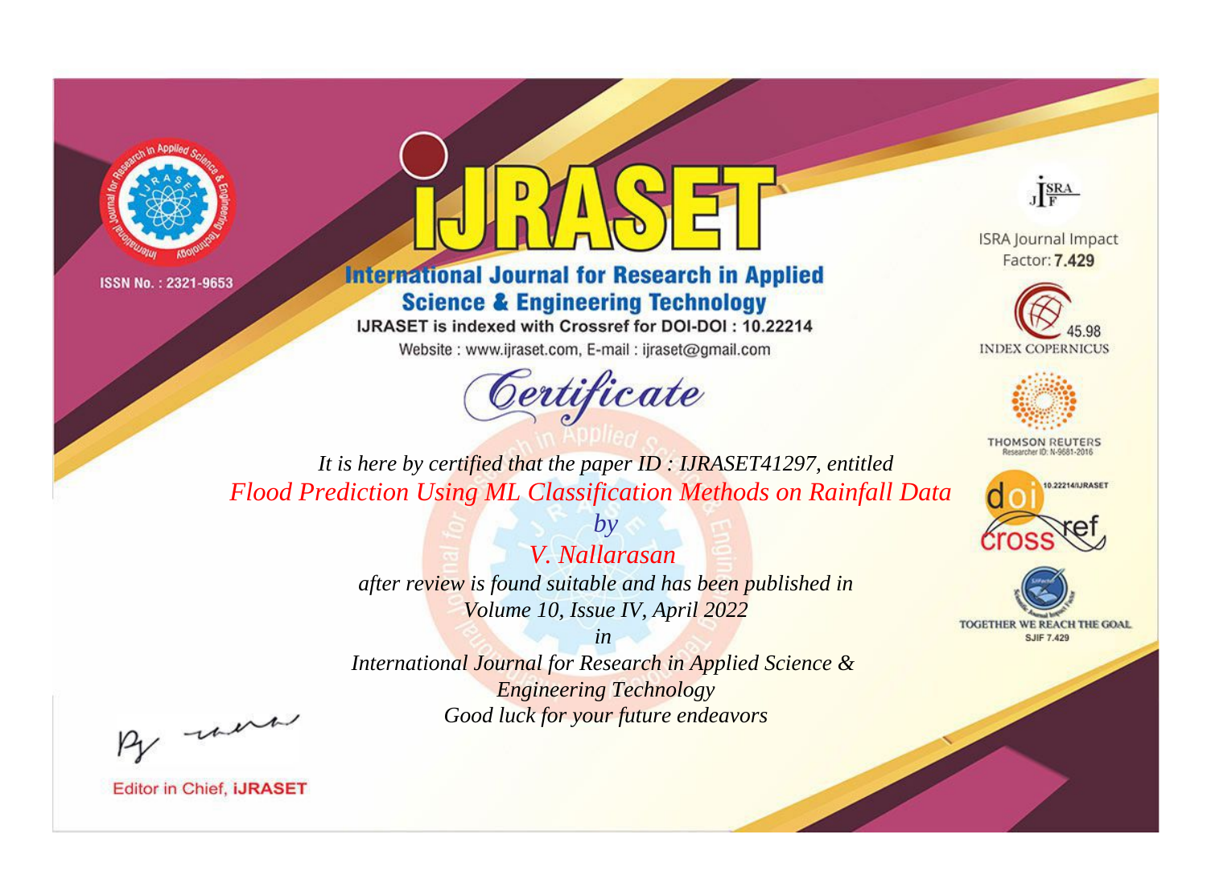ISSN No. : 2321-9653

# IJRASET

## International Journal for Research in Applied Science & Engineering Technology

IJRASET is indexed with Crossref for DOI-DOI : 10.22214

Website : www.ijraset.com, E-mail : ijraset@gmail.com

ISRA Journal Impact Factor: **7.429**

45.98 INDEX COPERNICUS

THOMSON REUTERS Researcher ID: N-9681-2016

10.22214/IJRASET

TOGETHER WE REACH THE GOAL SJIF 7.429

# *Certificate*

*It is here by certified that the paper ID : IJRASET41297, entitled*

*Flood Prediction Using ML Classification Methods on Rainfall Data*

*by*

*V. Nallarasan*

*after review is found suitable and has been published in*

*Volume 10, Issue IV, April 2022*

*in*

*International Journal for Research in Applied Science & Engineering Technology*

*Good luck for your future endeavors*

Editor in Chief, **iJRASET**